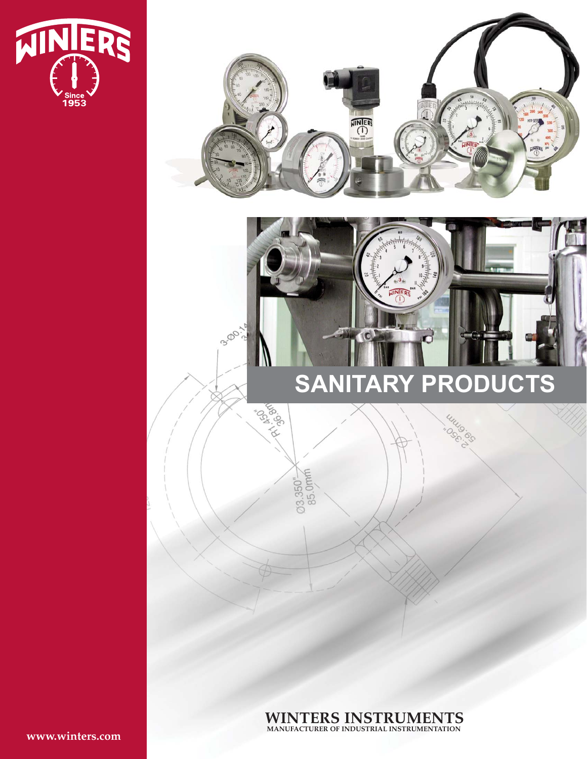# SANITARY PRODUCTS

**WINTERS INSTRUMENTS**
MANUFACTURER OF INDUSTRIAL INSTRUMENTATION

www.winters.com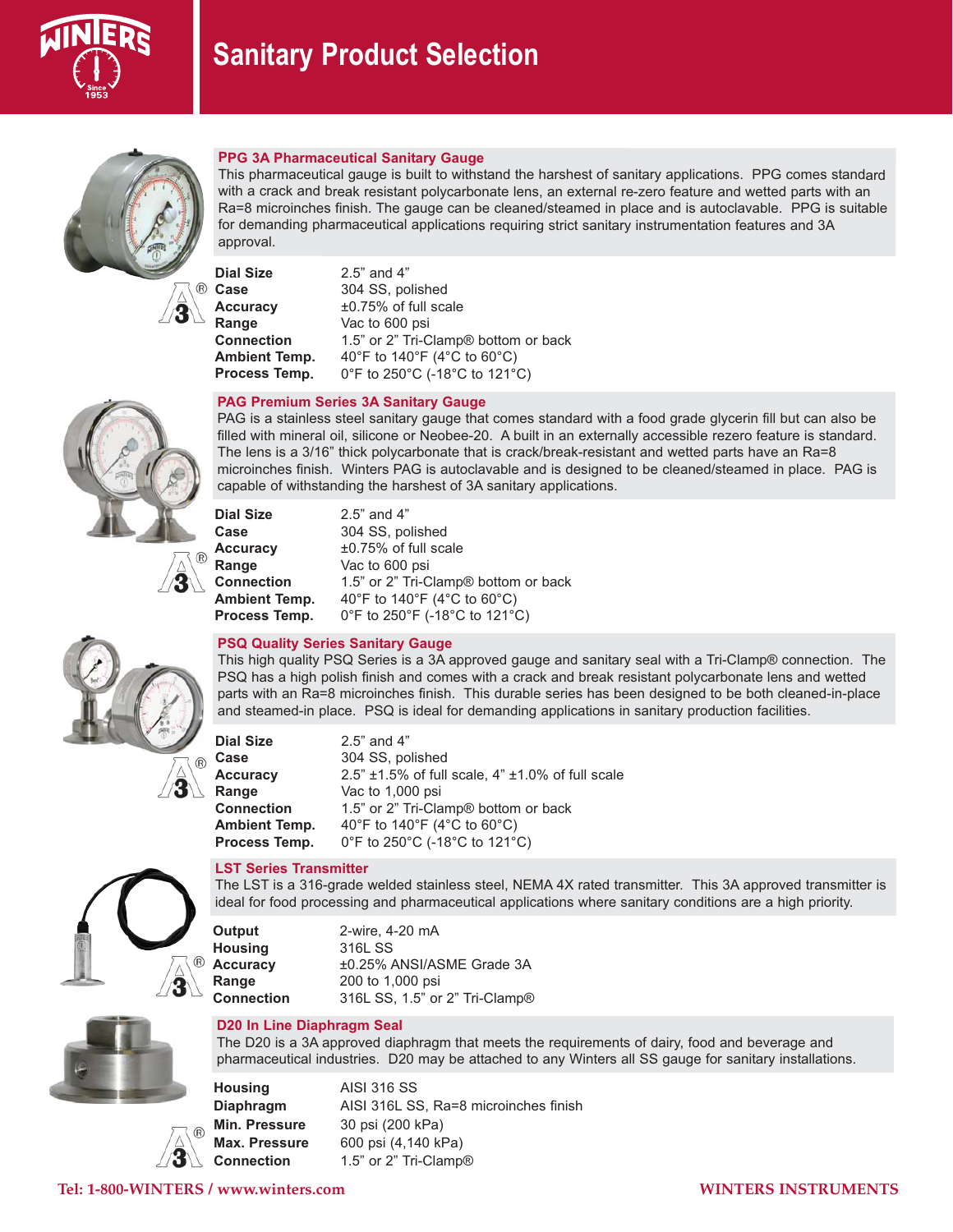# Sanitary Product Selection

## PPG 3A Pharmaceutical Sanitary Gauge

This pharmaceutical gauge is built to withstand the harshest of sanitary applications. PPG comes standard with a crack and break resistant polycarbonate lens, an external re-zero feature and wetted parts with an Ra=8 microinches finish. The gauge can be cleaned/steamed in place and is autoclavable. PPG is suitable for demanding pharmaceutical applications requiring strict sanitary instrumentation features and 3A approval.

| | |
|---|---|
| **Dial Size** | 2.5" and 4" |
| **Case** | 304 SS, polished |
| **Accuracy** | ±0.75% of full scale |
| **Range** | Vac to 600 psi |
| **Connection** | 1.5" or 2" Tri-Clamp® bottom or back |
| **Ambient Temp.** | 40°F to 140°F (4°C to 60°C) |
| **Process Temp.** | 0°F to 250°C (-18°C to 121°C) |

## PAG Premium Series 3A Sanitary Gauge

PAG is a stainless steel sanitary gauge that comes standard with a food grade glycerin fill but can also be filled with mineral oil, silicone or Neobee-20. A built in an externally accessible rezero feature is standard. The lens is a 3/16" thick polycarbonate that is crack/break-resistant and wetted parts have an Ra=8 microinches finish. Winters PAG is autoclavable and is designed to be cleaned/steamed in place. PAG is capable of withstanding the harshest of 3A sanitary applications.

| | |
|---|---|
| **Dial Size** | 2.5" and 4" |
| **Case** | 304 SS, polished |
| **Accuracy** | ±0.75% of full scale |
| **Range** | Vac to 600 psi |
| **Connection** | 1.5" or 2" Tri-Clamp® bottom or back |
| **Ambient Temp.** | 40°F to 140°F (4°C to 60°C) |
| **Process Temp.** | 0°F to 250°F (-18°C to 121°C) |

## PSQ Quality Series Sanitary Gauge

This high quality PSQ Series is a 3A approved gauge and sanitary seal with a Tri-Clamp® connection. The PSQ has a high polish finish and comes with a crack and break resistant polycarbonate lens and wetted parts with an Ra=8 microinches finish. This durable series has been designed to be both cleaned-in-place and steamed-in place. PSQ is ideal for demanding applications in sanitary production facilities.

| | |
|---|---|
| **Dial Size** | 2.5" and 4" |
| **Case** | 304 SS, polished |
| **Accuracy** | 2.5" ±1.5% of full scale, 4" ±1.0% of full scale |
| **Range** | Vac to 1,000 psi |
| **Connection** | 1.5" or 2" Tri-Clamp® bottom or back |
| **Ambient Temp.** | 40°F to 140°F (4°C to 60°C) |
| **Process Temp.** | 0°F to 250°C (-18°C to 121°C) |

## LST Series Transmitter

The LST is a 316-grade welded stainless steel, NEMA 4X rated transmitter. This 3A approved transmitter is ideal for food processing and pharmaceutical applications where sanitary conditions are a high priority.

| | |
|---|---|
| **Output** | 2-wire, 4-20 mA |
| **Housing** | 316L SS |
| **Accuracy** | ±0.25% ANSI/ASME Grade 3A |
| **Range** | 200 to 1,000 psi |
| **Connection** | 316L SS, 1.5" or 2" Tri-Clamp® |

## D20 In Line Diaphragm Seal

The D20 is a 3A approved diaphragm that meets the requirements of dairy, food and beverage and pharmaceutical industries. D20 may be attached to any Winters all SS gauge for sanitary installations.

| | |
|---|---|
| **Housing** | AISI 316 SS |
| **Diaphragm** | AISI 316L SS, Ra=8 microinches finish |
| **Min. Pressure** | 30 psi (200 kPa) |
| **Max. Pressure** | 600 psi (4,140 kPa) |
| **Connection** | 1.5" or 2" Tri-Clamp® |

Tel: 1-800-WINTERS / www.winters.com WINTERS INSTRUMENTS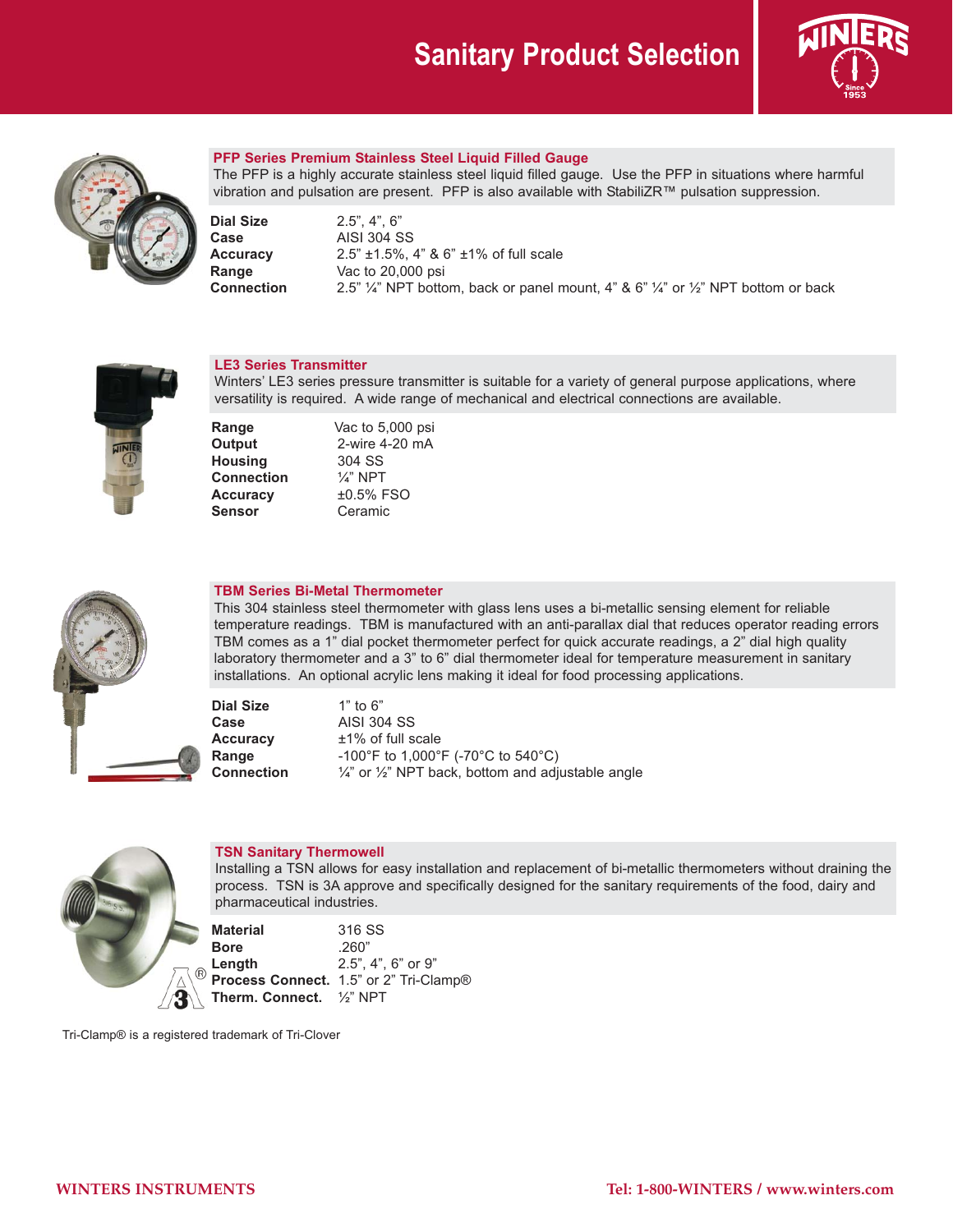# Sanitary Product Selection

## PFP Series Premium Stainless Steel Liquid Filled Gauge

The PFP is a highly accurate stainless steel liquid filled gauge. Use the PFP in situations where harmful vibration and pulsation are present. PFP is also available with StabiliZR™ pulsation suppression.

| | |
|---|---|
| **Dial Size** | 2.5", 4", 6" |
| **Case** | AISI 304 SS |
| **Accuracy** | 2.5" ±1.5%, 4" & 6" ±1% of full scale |
| **Range** | Vac to 20,000 psi |
| **Connection** | 2.5" ¼" NPT bottom, back or panel mount, 4" & 6" ¼" or ½" NPT bottom or back |

## LE3 Series Transmitter

Winters' LE3 series pressure transmitter is suitable for a variety of general purpose applications, where versatility is required. A wide range of mechanical and electrical connections are available.

| | |
|---|---|
| **Range** | Vac to 5,000 psi |
| **Output** | 2-wire 4-20 mA |
| **Housing** | 304 SS |
| **Connection** | ¼" NPT |
| **Accuracy** | ±0.5% FSO |
| **Sensor** | Ceramic |

## TBM Series Bi-Metal Thermometer

This 304 stainless steel thermometer with glass lens uses a bi-metallic sensing element for reliable temperature readings. TBM is manufactured with an anti-parallax dial that reduces operator reading errors TBM comes as a 1" dial pocket thermometer perfect for quick accurate readings, a 2" dial high quality laboratory thermometer and a 3" to 6" dial thermometer ideal for temperature measurement in sanitary installations. An optional acrylic lens making it ideal for food processing applications.

| | |
|---|---|
| **Dial Size** | 1" to 6" |
| **Case** | AISI 304 SS |
| **Accuracy** | ±1% of full scale |
| **Range** | -100°F to 1,000°F (-70°C to 540°C) |
| **Connection** | ¼" or ½" NPT back, bottom and adjustable angle |

## TSN Sanitary Thermowell

Installing a TSN allows for easy installation and replacement of bi-metallic thermometers without draining the process. TSN is 3A approve and specifically designed for the sanitary requirements of the food, dairy and pharmaceutical industries.

| | |
|---|---|
| **Material** | 316 SS |
| **Bore** | .260" |
| **Length** | 2.5", 4", 6" or 9" |
| **Process Connect.** | 1.5" or 2" Tri-Clamp® |
| **Therm. Connect.** | ½" NPT |

Tri-Clamp® is a registered trademark of Tri-Clover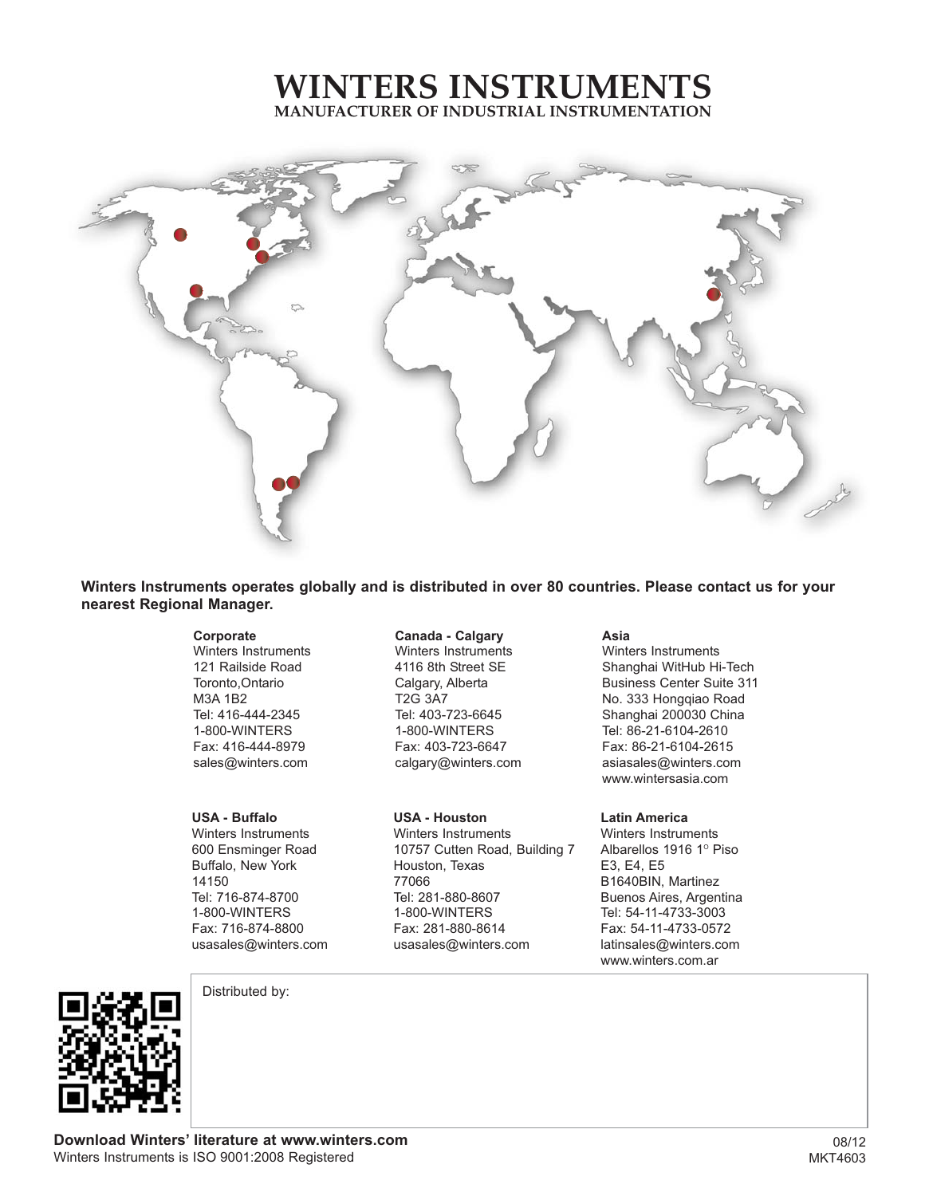# WINTERS INSTRUMENTS

**MANUFACTURER OF INDUSTRIAL INSTRUMENTATION**

**Winters Instruments operates globally and is distributed in over 80 countries. Please contact us for your nearest Regional Manager.**

**Corporate**
Winters Instruments
121 Railside Road
Toronto,Ontario
M3A 1B2
Tel: 416-444-2345
1-800-WINTERS
Fax: 416-444-8979
sales@winters.com

**Canada - Calgary**
Winters Instruments
4116 8th Street SE
Calgary, Alberta
T2G 3A7
Tel: 403-723-6645
1-800-WINTERS
Fax: 403-723-6647
calgary@winters.com

**Asia**
Winters Instruments
Shanghai WitHub Hi-Tech
Business Center Suite 311
No. 333 Hongqiao Road
Shanghai 200030 China
Tel: 86-21-6104-2610
Fax: 86-21-6104-2615
asiasales@winters.com
www.wintersasia.com

**USA - Buffalo**
Winters Instruments
600 Ensminger Road
Buffalo, New York
14150
Tel: 716-874-8700
1-800-WINTERS
Fax: 716-874-8800
usasales@winters.com

**USA - Houston**
Winters Instruments
10757 Cutten Road, Building 7
Houston, Texas
77066
Tel: 281-880-8607
1-800-WINTERS
Fax: 281-880-8614
usasales@winters.com

**Latin America**
Winters Instruments
Albarellos 1916 1° Piso
E3, E4, E5
B1640BIN, Martinez
Buenos Aires, Argentina
Tel: 54-11-4733-3003
Fax: 54-11-4733-0572
latinsales@winters.com
www.winters.com.ar

Distributed by:

**Download Winters' literature at www.winters.com**
Winters Instruments is ISO 9001:2008 Registered

08/12
MKT4603